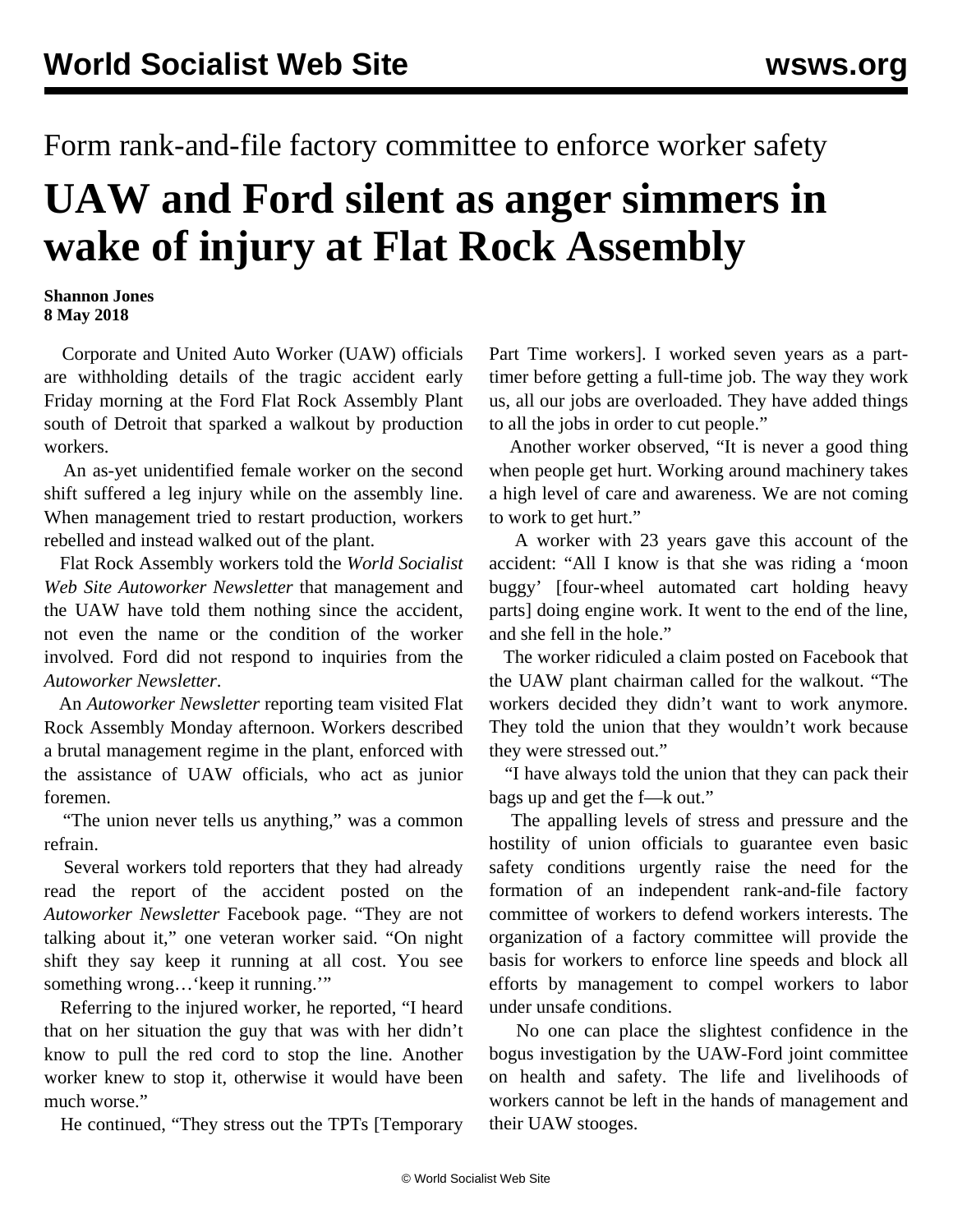Form rank-and-file factory committee to enforce worker safety

# UAW and Ford silent as anger simmers in wake of injury at Flat Rock Assembly

**Shannon Jones**
**8 May 2018**

Corporate and United Auto Worker (UAW) officials are withholding details of the tragic accident early Friday morning at the Ford Flat Rock Assembly Plant south of Detroit that sparked a walkout by production workers.

An as-yet unidentified female worker on the second shift suffered a leg injury while on the assembly line. When management tried to restart production, workers rebelled and instead walked out of the plant.

Flat Rock Assembly workers told the *World Socialist Web Site Autoworker Newsletter* that management and the UAW have told them nothing since the accident, not even the name or the condition of the worker involved. Ford did not respond to inquiries from the *Autoworker Newsletter*.

An *Autoworker Newsletter* reporting team visited Flat Rock Assembly Monday afternoon. Workers described a brutal management regime in the plant, enforced with the assistance of UAW officials, who act as junior foremen.

"The union never tells us anything," was a common refrain.

Several workers told reporters that they had already read the report of the accident posted on the *Autoworker Newsletter* Facebook page. "They are not talking about it," one veteran worker said. "On night shift they say keep it running at all cost. You see something wrong…'keep it running.'"

Referring to the injured worker, he reported, "I heard that on her situation the guy that was with her didn't know to pull the red cord to stop the line. Another worker knew to stop it, otherwise it would have been much worse."

He continued, "They stress out the TPTs [Temporary Part Time workers]. I worked seven years as a part-timer before getting a full-time job. The way they work us, all our jobs are overloaded. They have added things to all the jobs in order to cut people."

Another worker observed, "It is never a good thing when people get hurt. Working around machinery takes a high level of care and awareness. We are not coming to work to get hurt."

A worker with 23 years gave this account of the accident: "All I know is that she was riding a 'moon buggy' [four-wheel automated cart holding heavy parts] doing engine work. It went to the end of the line, and she fell in the hole."

The worker ridiculed a claim posted on Facebook that the UAW plant chairman called for the walkout. "The workers decided they didn't want to work anymore. They told the union that they wouldn't work because they were stressed out."

"I have always told the union that they can pack their bags up and get the f—k out."

The appalling levels of stress and pressure and the hostility of union officials to guarantee even basic safety conditions urgently raise the need for the formation of an independent rank-and-file factory committee of workers to defend workers interests. The organization of a factory committee will provide the basis for workers to enforce line speeds and block all efforts by management to compel workers to labor under unsafe conditions.

No one can place the slightest confidence in the bogus investigation by the UAW-Ford joint committee on health and safety. The life and livelihoods of workers cannot be left in the hands of management and their UAW stooges.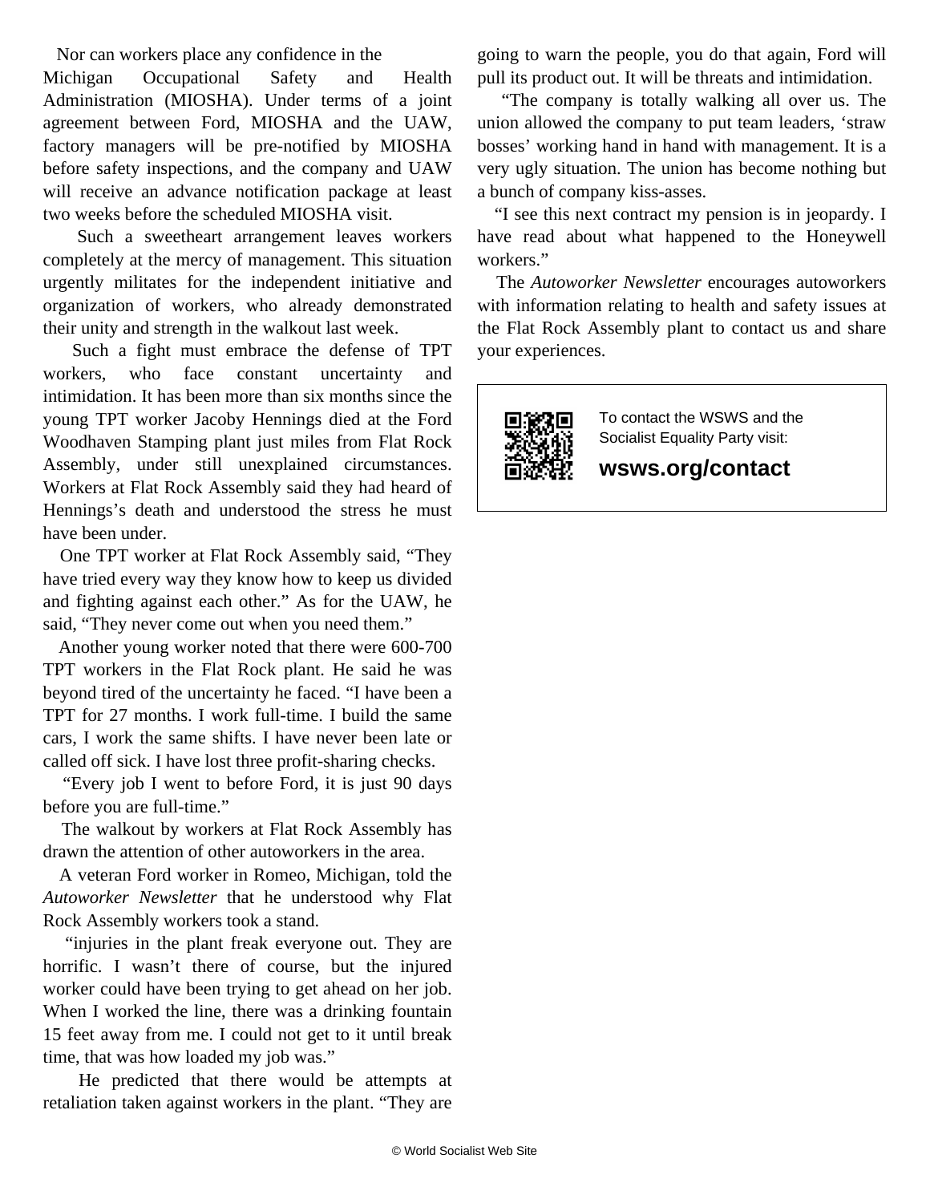Nor can workers place any confidence in the Michigan Occupational Safety and Health Administration (MIOSHA). Under terms of a joint agreement between Ford, MIOSHA and the UAW, factory managers will be pre-notified by MIOSHA before safety inspections, and the company and UAW will receive an advance notification package at least two weeks before the scheduled MIOSHA visit.

Such a sweetheart arrangement leaves workers completely at the mercy of management. This situation urgently militates for the independent initiative and organization of workers, who already demonstrated their unity and strength in the walkout last week.

Such a fight must embrace the defense of TPT workers, who face constant uncertainty and intimidation. It has been more than six months since the young TPT worker Jacoby Hennings died at the Ford Woodhaven Stamping plant just miles from Flat Rock Assembly, under still unexplained circumstances. Workers at Flat Rock Assembly said they had heard of Hennings's death and understood the stress he must have been under.

One TPT worker at Flat Rock Assembly said, "They have tried every way they know how to keep us divided and fighting against each other." As for the UAW, he said, "They never come out when you need them."

Another young worker noted that there were 600-700 TPT workers in the Flat Rock plant. He said he was beyond tired of the uncertainty he faced. "I have been a TPT for 27 months. I work full-time. I build the same cars, I work the same shifts. I have never been late or called off sick. I have lost three profit-sharing checks.

"Every job I went to before Ford, it is just 90 days before you are full-time."

The walkout by workers at Flat Rock Assembly has drawn the attention of other autoworkers in the area.

A veteran Ford worker in Romeo, Michigan, told the *Autoworker Newsletter* that he understood why Flat Rock Assembly workers took a stand.

"injuries in the plant freak everyone out. They are horrific. I wasn't there of course, but the injured worker could have been trying to get ahead on her job. When I worked the line, there was a drinking fountain 15 feet away from me. I could not get to it until break time, that was how loaded my job was."

He predicted that there would be attempts at retaliation taken against workers in the plant. "They are going to warn the people, you do that again, Ford will pull its product out. It will be threats and intimidation.

"The company is totally walking all over us. The union allowed the company to put team leaders, 'straw bosses' working hand in hand with management. It is a very ugly situation. The union has become nothing but a bunch of company kiss-asses.

"I see this next contract my pension is in jeopardy. I have read about what happened to the Honeywell workers."

The *Autoworker Newsletter* encourages autoworkers with information relating to health and safety issues at the Flat Rock Assembly plant to contact us and share your experiences.

To contact the WSWS and the Socialist Equality Party visit:

**wsws.org/contact**